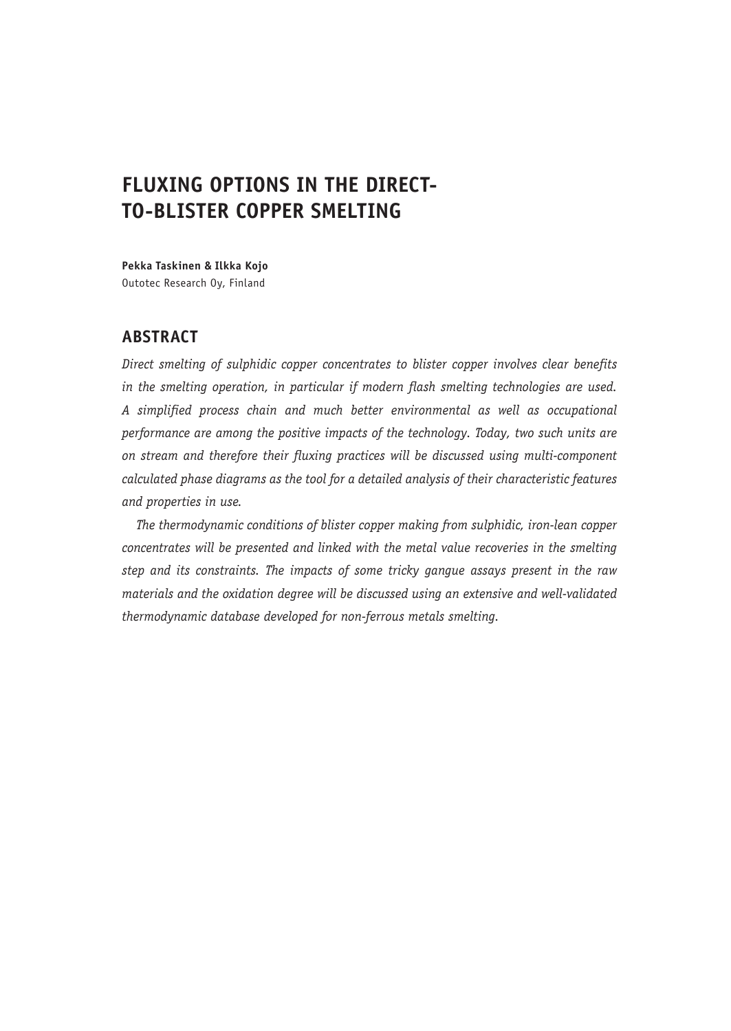# FLUXING OPTIONS IN THE DIRECT-TO-BLISTER COPPER SMELTING

**Pekka Taskinen & Ilkka Kojo**
Outotec Research Oy, Finland

## ABSTRACT

*Direct smelting of sulphidic copper concentrates to blister copper involves clear benefits in the smelting operation, in particular if modern flash smelting technologies are used. A simplified process chain and much better environmental as well as occupational performance are among the positive impacts of the technology. Today, two such units are on stream and therefore their fluxing practices will be discussed using multi-component calculated phase diagrams as the tool for a detailed analysis of their characteristic features and properties in use.*

*The thermodynamic conditions of blister copper making from sulphidic, iron-lean copper concentrates will be presented and linked with the metal value recoveries in the smelting step and its constraints. The impacts of some tricky gangue assays present in the raw materials and the oxidation degree will be discussed using an extensive and well-validated thermodynamic database developed for non-ferrous metals smelting.*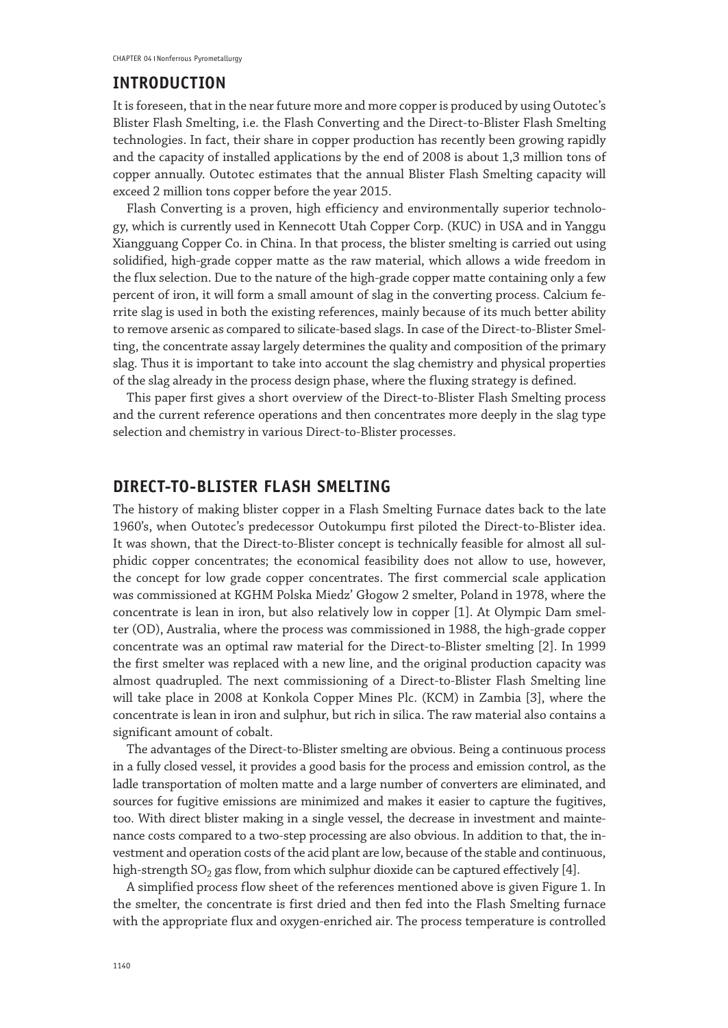## INTRODUCTION

It is foreseen, that in the near future more and more copper is produced by using Outotec's Blister Flash Smelting, i.e. the Flash Converting and the Direct-to-Blister Flash Smelting technologies. In fact, their share in copper production has recently been growing rapidly and the capacity of installed applications by the end of 2008 is about 1,3 million tons of copper annually. Outotec estimates that the annual Blister Flash Smelting capacity will exceed 2 million tons copper before the year 2015.

Flash Converting is a proven, high efficiency and environmentally superior technology, which is currently used in Kennecott Utah Copper Corp. (KUC) in USA and in Yanggu Xiangguang Copper Co. in China. In that process, the blister smelting is carried out using solidified, high-grade copper matte as the raw material, which allows a wide freedom in the flux selection. Due to the nature of the high-grade copper matte containing only a few percent of iron, it will form a small amount of slag in the converting process. Calcium ferrite slag is used in both the existing references, mainly because of its much better ability to remove arsenic as compared to silicate-based slags. In case of the Direct-to-Blister Smelting, the concentrate assay largely determines the quality and composition of the primary slag. Thus it is important to take into account the slag chemistry and physical properties of the slag already in the process design phase, where the fluxing strategy is defined.

This paper first gives a short overview of the Direct-to-Blister Flash Smelting process and the current reference operations and then concentrates more deeply in the slag type selection and chemistry in various Direct-to-Blister processes.

## DIRECT-TO-BLISTER FLASH SMELTING

The history of making blister copper in a Flash Smelting Furnace dates back to the late 1960's, when Outotec's predecessor Outokumpu first piloted the Direct-to-Blister idea. It was shown, that the Direct-to-Blister concept is technically feasible for almost all sulphidic copper concentrates; the economical feasibility does not allow to use, however, the concept for low grade copper concentrates. The first commercial scale application was commissioned at KGHM Polska Miedz' Głogow 2 smelter, Poland in 1978, where the concentrate is lean in iron, but also relatively low in copper [1]. At Olympic Dam smelter (OD), Australia, where the process was commissioned in 1988, the high-grade copper concentrate was an optimal raw material for the Direct-to-Blister smelting [2]. In 1999 the first smelter was replaced with a new line, and the original production capacity was almost quadrupled. The next commissioning of a Direct-to-Blister Flash Smelting line will take place in 2008 at Konkola Copper Mines Plc. (KCM) in Zambia [3], where the concentrate is lean in iron and sulphur, but rich in silica. The raw material also contains a significant amount of cobalt.

The advantages of the Direct-to-Blister smelting are obvious. Being a continuous process in a fully closed vessel, it provides a good basis for the process and emission control, as the ladle transportation of molten matte and a large number of converters are eliminated, and sources for fugitive emissions are minimized and makes it easier to capture the fugitives, too. With direct blister making in a single vessel, the decrease in investment and maintenance costs compared to a two-step processing are also obvious. In addition to that, the investment and operation costs of the acid plant are low, because of the stable and continuous, high-strength $SO_2$ gas flow, from which sulphur dioxide can be captured effectively [4].

A simplified process flow sheet of the references mentioned above is given Figure 1. In the smelter, the concentrate is first dried and then fed into the Flash Smelting furnace with the appropriate flux and oxygen-enriched air. The process temperature is controlled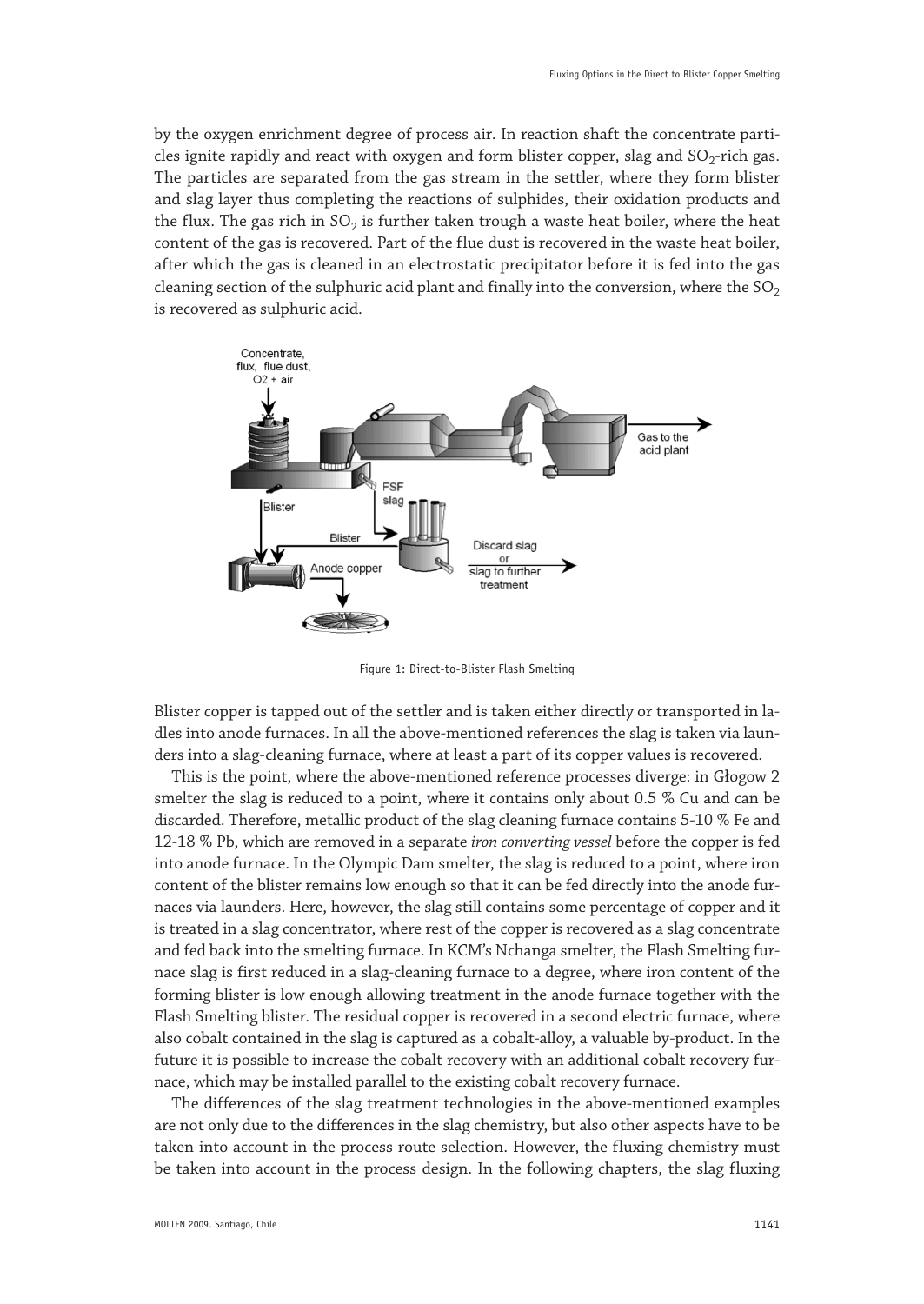by the oxygen enrichment degree of process air. In reaction shaft the concentrate particles ignite rapidly and react with oxygen and form blister copper, slag and $SO_2$-rich gas. The particles are separated from the gas stream in the settler, where they form blister and slag layer thus completing the reactions of sulphides, their oxidation products and the flux. The gas rich in $SO_2$ is further taken trough a waste heat boiler, where the heat content of the gas is recovered. Part of the flue dust is recovered in the waste heat boiler, after which the gas is cleaned in an electrostatic precipitator before it is fed into the gas cleaning section of the sulphuric acid plant and finally into the conversion, where the $SO_2$ is recovered as sulphuric acid.

Figure 1: Direct-to-Blister Flash Smelting

Blister copper is tapped out of the settler and is taken either directly or transported in ladles into anode furnaces. In all the above-mentioned references the slag is taken via launders into a slag-cleaning furnace, where at least a part of its copper values is recovered.

This is the point, where the above-mentioned reference processes diverge: in Głogow 2 smelter the slag is reduced to a point, where it contains only about 0.5 % Cu and can be discarded. Therefore, metallic product of the slag cleaning furnace contains 5-10 % Fe and 12-18 % Pb, which are removed in a separate *iron converting vessel* before the copper is fed into anode furnace. In the Olympic Dam smelter, the slag is reduced to a point, where iron content of the blister remains low enough so that it can be fed directly into the anode furnaces via launders. Here, however, the slag still contains some percentage of copper and it is treated in a slag concentrator, where rest of the copper is recovered as a slag concentrate and fed back into the smelting furnace. In KCM's Nchanga smelter, the Flash Smelting furnace slag is first reduced in a slag-cleaning furnace to a degree, where iron content of the forming blister is low enough allowing treatment in the anode furnace together with the Flash Smelting blister. The residual copper is recovered in a second electric furnace, where also cobalt contained in the slag is captured as a cobalt-alloy, a valuable by-product. In the future it is possible to increase the cobalt recovery with an additional cobalt recovery furnace, which may be installed parallel to the existing cobalt recovery furnace.

The differences of the slag treatment technologies in the above-mentioned examples are not only due to the differences in the slag chemistry, but also other aspects have to be taken into account in the process route selection. However, the fluxing chemistry must be taken into account in the process design. In the following chapters, the slag fluxing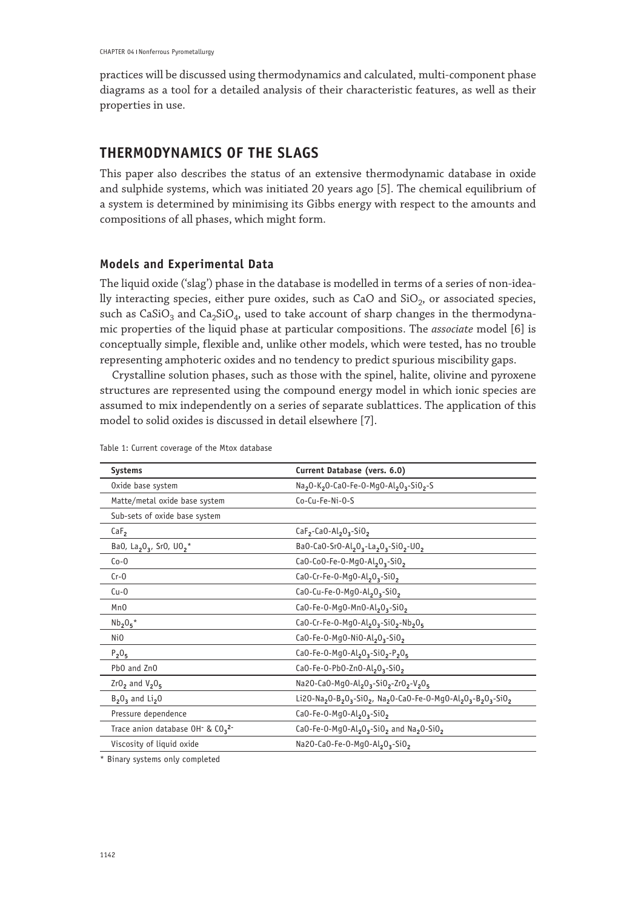practices will be discussed using thermodynamics and calculated, multi-component phase diagrams as a tool for a detailed analysis of their characteristic features, as well as their properties in use.

## THERMODYNAMICS OF THE SLAGS

This paper also describes the status of an extensive thermodynamic database in oxide and sulphide systems, which was initiated 20 years ago [5]. The chemical equilibrium of a system is determined by minimising its Gibbs energy with respect to the amounts and compositions of all phases, which might form.

### Models and Experimental Data

The liquid oxide ('slag') phase in the database is modelled in terms of a series of non-ideally interacting species, either pure oxides, such as CaO and $SiO_2$, or associated species, such as $CaSiO_3$ and $Ca_2SiO_4$, used to take account of sharp changes in the thermodynamic properties of the liquid phase at particular compositions. The *associate* model [6] is conceptually simple, flexible and, unlike other models, which were tested, has no trouble representing amphoteric oxides and no tendency to predict spurious miscibility gaps.

Crystalline solution phases, such as those with the spinel, halite, olivine and pyroxene structures are represented using the compound energy model in which ionic species are assumed to mix independently on a series of separate sublattices. The application of this model to solid oxides is discussed in detail elsewhere [7].

Table 1: Current coverage of the Mtox database

| Systems | Current Database (vers. 6.0) |
|---|---|
| Oxide base system | $Na_2O$-$K_2O$-CaO-Fe-O-MgO-$Al_2O_3$-$SiO_2$-S |
| Matte/metal oxide base system | Co-Cu-Fe-Ni-O-S |
| Sub-sets of oxide base system | |
| $CaF_2$ | $CaF_2$-CaO-$Al_2O_3$-$SiO_2$ |
| BaO, $La_2O_3$, SrO, $UO_2$* | BaO-CaO-SrO-$Al_2O_3$-$La_2O_3$-$SiO_2$-$UO_2$ |
| Co-O | CaO-CoO-Fe-O-MgO-$Al_2O_3$-$SiO_2$ |
| Cr-O | CaO-Cr-Fe-O-MgO-$Al_2O_3$-$SiO_2$ |
| Cu-O | CaO-Cu-Fe-O-MgO-$Al_2O_3$-$SiO_2$ |
| MnO | CaO-Fe-O-MgO-MnO-$Al_2O_3$-$SiO_2$ |
| $Nb_2O_5$* | CaO-Cr-Fe-O-MgO-$Al_2O_3$-$SiO_2$-$Nb_2O_5$ |
| NiO | CaO-Fe-O-MgO-NiO-$Al_2O_3$-$SiO_2$ |
| $P_2O_5$ | CaO-Fe-O-MgO-$Al_2O_3$-$SiO_2$-$P_2O_5$ |
| PbO and ZnO | CaO-Fe-O-PbO-ZnO-$Al_2O_3$-$SiO_2$ |
| $ZrO_2$ and $V_2O_5$ | Na2O-CaO-MgO-$Al_2O_3$-$SiO_2$-$ZrO_2$-$V_2O_5$ |
| $B_2O_3$ and $Li_2O$ | Li2O-$Na_2O$-$B_2O_3$-$SiO_2$, $Na_2O$-CaO-Fe-O-MgO-$Al_2O_3$-$B_2O_3$-$SiO_2$ |
| Pressure dependence | CaO-Fe-O-MgO-$Al_2O_3$-$SiO_2$ |
| Trace anion database $OH^-$ & $CO_3^{2-}$ | CaO-Fe-O-MgO-$Al_2O_3$-$SiO_2$ and $Na_2O$-$SiO_2$ |
| Viscosity of liquid oxide | Na2O-CaO-Fe-O-MgO-$Al_2O_3$-$SiO_2$ |

* Binary systems only completed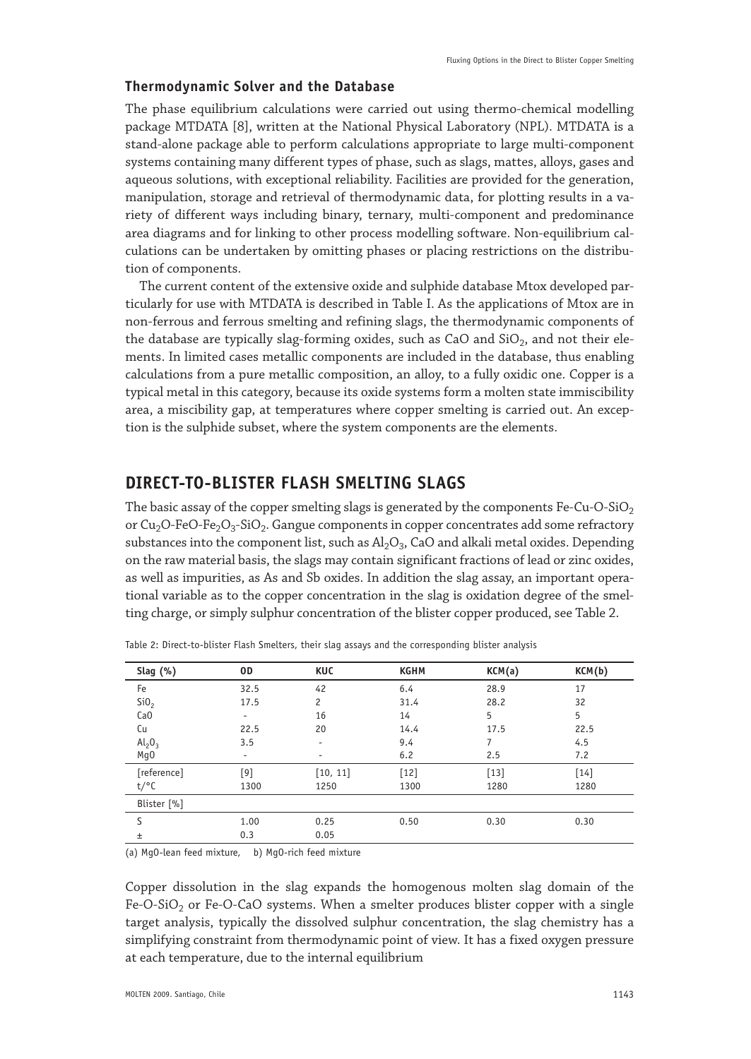### Thermodynamic Solver and the Database

The phase equilibrium calculations were carried out using thermo-chemical modelling package MTDATA [8], written at the National Physical Laboratory (NPL). MTDATA is a stand-alone package able to perform calculations appropriate to large multi-component systems containing many different types of phase, such as slags, mattes, alloys, gases and aqueous solutions, with exceptional reliability. Facilities are provided for the generation, manipulation, storage and retrieval of thermodynamic data, for plotting results in a variety of different ways including binary, ternary, multi-component and predominance area diagrams and for linking to other process modelling software. Non-equilibrium calculations can be undertaken by omitting phases or placing restrictions on the distribution of components.

The current content of the extensive oxide and sulphide database Mtox developed particularly for use with MTDATA is described in Table I. As the applications of Mtox are in non-ferrous and ferrous smelting and refining slags, the thermodynamic components of the database are typically slag-forming oxides, such as CaO and $SiO_2$, and not their elements. In limited cases metallic components are included in the database, thus enabling calculations from a pure metallic composition, an alloy, to a fully oxidic one. Copper is a typical metal in this category, because its oxide systems form a molten state immiscibility area, a miscibility gap, at temperatures where copper smelting is carried out. An exception is the sulphide subset, where the system components are the elements.

## DIRECT-TO-BLISTER FLASH SMELTING SLAGS

The basic assay of the copper smelting slags is generated by the components Fe-Cu-O-$SiO_2$ or $Cu_2O$-FeO-$Fe_2O_3$-$SiO_2$. Gangue components in copper concentrates add some refractory substances into the component list, such as $Al_2O_3$, CaO and alkali metal oxides. Depending on the raw material basis, the slags may contain significant fractions of lead or zinc oxides, as well as impurities, as As and Sb oxides. In addition the slag assay, an important operational variable as to the copper concentration in the slag is oxidation degree of the smelting charge, or simply sulphur concentration of the blister copper produced, see Table 2.

Table 2: Direct-to-blister Flash Smelters, their slag assays and the corresponding blister analysis

| Slag (%) | OD | KUC | KGHM | KCM(a) | KCM(b) |
|---|---|---|---|---|---|
| Fe | 32.5 | 42 | 6.4 | 28.9 | 17 |
| $SiO_2$ | 17.5 | 2 | 31.4 | 28.2 | 32 |
| CaO | - | 16 | 14 | 5 | 5 |
| Cu | 22.5 | 20 | 14.4 | 17.5 | 22.5 |
| $Al_2O_3$ | 3.5 | - | 9.4 | 7 | 4.5 |
| MgO | - | - | 6.2 | 2.5 | 7.2 |
| [reference] | [9] | [10, 11] | [12] | [13] | [14] |
| t/°C | 1300 | 1250 | 1300 | 1280 | 1280 |
| Blister [%] | | | | | |
| S | 1.00 | 0.25 | 0.50 | 0.30 | 0.30 |
| ± | 0.3 | 0.05 | | | |

(a) MgO-lean feed mixture, b) MgO-rich feed mixture

Copper dissolution in the slag expands the homogenous molten slag domain of the Fe-O-$SiO_2$ or Fe-O-CaO systems. When a smelter produces blister copper with a single target analysis, typically the dissolved sulphur concentration, the slag chemistry has a simplifying constraint from thermodynamic point of view. It has a fixed oxygen pressure at each temperature, due to the internal equilibrium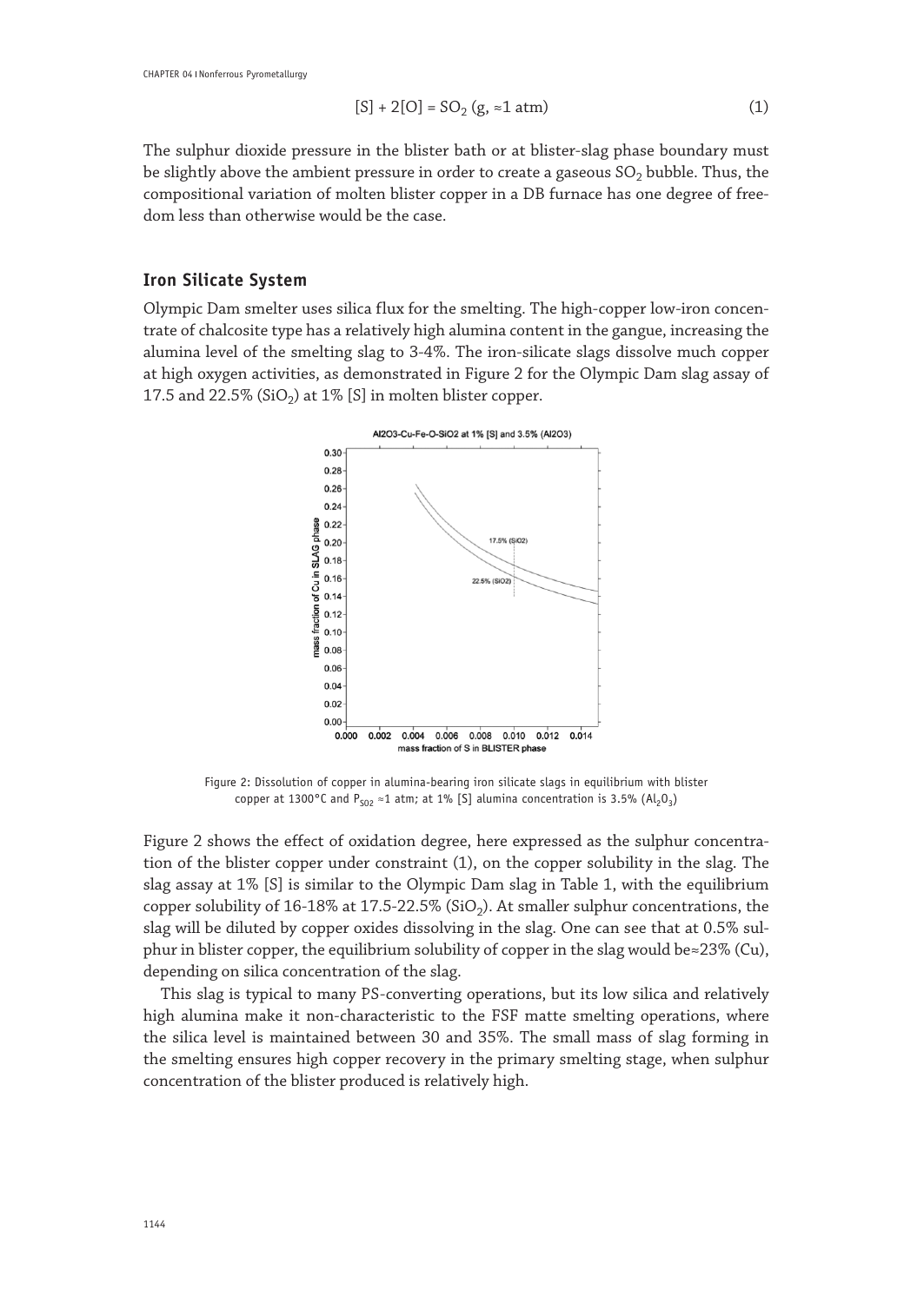$$[S] + 2[O] = SO_2\ (g, \approx 1\ atm) \tag{1}$$

The sulphur dioxide pressure in the blister bath or at blister-slag phase boundary must be slightly above the ambient pressure in order to create a gaseous $SO_2$ bubble. Thus, the compositional variation of molten blister copper in a DB furnace has one degree of freedom less than otherwise would be the case.

## Iron Silicate System

Olympic Dam smelter uses silica flux for the smelting. The high-copper low-iron concentrate of chalcosite type has a relatively high alumina content in the gangue, increasing the alumina level of the smelting slag to 3-4%. The iron-silicate slags dissolve much copper at high oxygen activities, as demonstrated in Figure 2 for the Olympic Dam slag assay of 17.5 and 22.5% ($SiO_2$) at 1% [S] in molten blister copper.

Figure 2: Dissolution of copper in alumina-bearing iron silicate slags in equilibrium with blister copper at 1300°C and $P_{SO2} \approx 1$ atm; at 1% [S] alumina concentration is 3.5% ($Al_2O_3$)

Figure 2 shows the effect of oxidation degree, here expressed as the sulphur concentration of the blister copper under constraint (1), on the copper solubility in the slag. The slag assay at 1% [S] is similar to the Olympic Dam slag in Table 1, with the equilibrium copper solubility of 16-18% at 17.5-22.5% ($SiO_2$). At smaller sulphur concentrations, the slag will be diluted by copper oxides dissolving in the slag. One can see that at 0.5% sulphur in blister copper, the equilibrium solubility of copper in the slag would be≈23% (Cu), depending on silica concentration of the slag.

This slag is typical to many PS-converting operations, but its low silica and relatively high alumina make it non-characteristic to the FSF matte smelting operations, where the silica level is maintained between 30 and 35%. The small mass of slag forming in the smelting ensures high copper recovery in the primary smelting stage, when sulphur concentration of the blister produced is relatively high.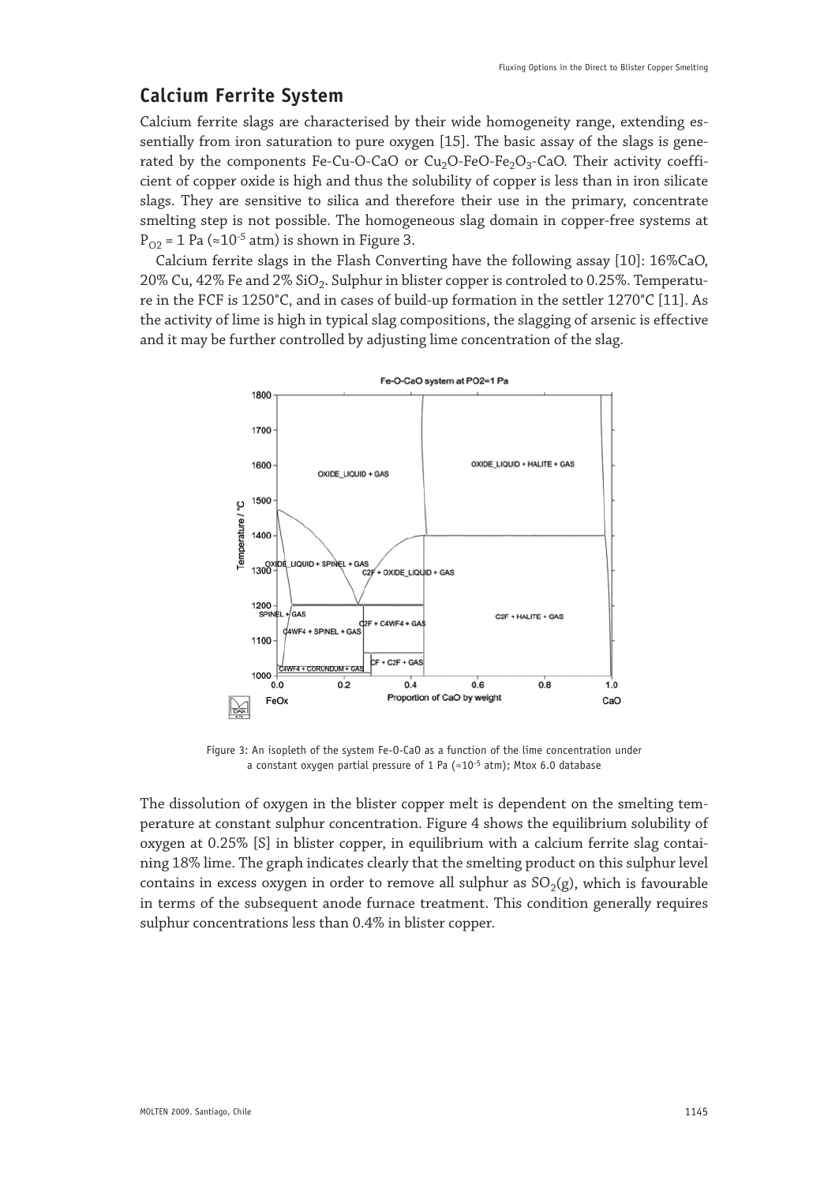## Calcium Ferrite System

Calcium ferrite slags are characterised by their wide homogeneity range, extending essentially from iron saturation to pure oxygen [15]. The basic assay of the slags is generated by the components Fe-Cu-O-CaO or $Cu_2O$-$FeO$-$Fe_2O_3$-CaO. Their activity coefficient of copper oxide is high and thus the solubility of copper is less than in iron silicate slags. They are sensitive to silica and therefore their use in the primary, concentrate smelting step is not possible. The homogeneous slag domain in copper-free systems at $P_{O2}$ = 1 Pa (≈$10^{-5}$ atm) is shown in Figure 3.

Calcium ferrite slags in the Flash Converting have the following assay [10]: 16%CaO, 20% Cu, 42% Fe and 2% $SiO_2$. Sulphur in blister copper is controled to 0.25%. Temperature in the FCF is 1250°C, and in cases of build-up formation in the settler 1270°C [11]. As the activity of lime is high in typical slag compositions, the slagging of arsenic is effective and it may be further controlled by adjusting lime concentration of the slag.

Figure 3: An isopleth of the system Fe-O-CaO as a function of the lime concentration under a constant oxygen partial pressure of 1 Pa (≈$10^{-5}$ atm); Mtox 6.0 database

The dissolution of oxygen in the blister copper melt is dependent on the smelting temperature at constant sulphur concentration. Figure 4 shows the equilibrium solubility of oxygen at 0.25% [S] in blister copper, in equilibrium with a calcium ferrite slag containing 18% lime. The graph indicates clearly that the smelting product on this sulphur level contains in excess oxygen in order to remove all sulphur as $SO_2$(g), which is favourable in terms of the subsequent anode furnace treatment. This condition generally requires sulphur concentrations less than 0.4% in blister copper.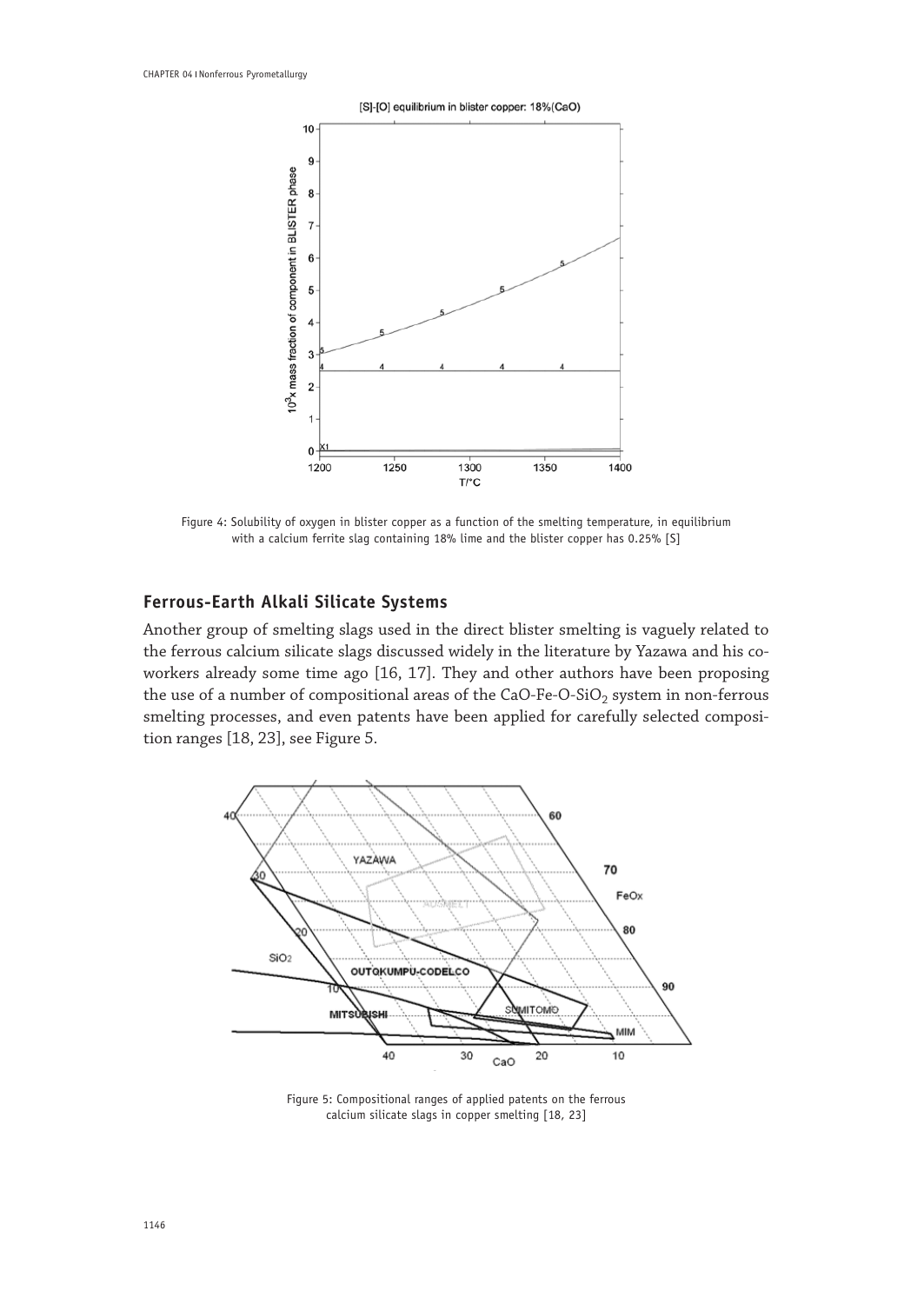Figure 4: Solubility of oxygen in blister copper as a function of the smelting temperature, in equilibrium with a calcium ferrite slag containing 18% lime and the blister copper has 0.25% [S]

## Ferrous-Earth Alkali Silicate Systems

Another group of smelting slags used in the direct blister smelting is vaguely related to the ferrous calcium silicate slags discussed widely in the literature by Yazawa and his co-workers already some time ago [16, 17]. They and other authors have been proposing the use of a number of compositional areas of the $CaO\text{-}Fe\text{-}O\text{-}SiO_2$ system in non-ferrous smelting processes, and even patents have been applied for carefully selected composition ranges [18, 23], see Figure 5.

Figure 5: Compositional ranges of applied patents on the ferrous calcium silicate slags in copper smelting [18, 23]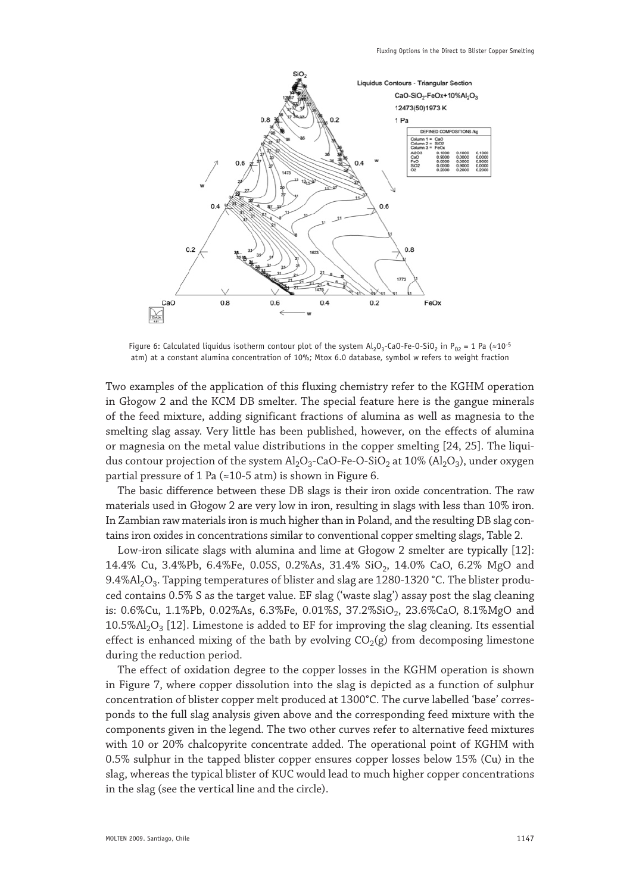Figure 6: Calculated liquidus isotherm contour plot of the system $Al_2O_3$-CaO-Fe-O-$SiO_2$ in $P_{O2}$ = 1 Pa (≈$10^{-5}$ atm) at a constant alumina concentration of 10%; Mtox 6.0 database, symbol w refers to weight fraction

Two examples of the application of this fluxing chemistry refer to the KGHM operation in Głogow 2 and the KCM DB smelter. The special feature here is the gangue minerals of the feed mixture, adding significant fractions of alumina as well as magnesia to the smelting slag assay. Very little has been published, however, on the effects of alumina or magnesia on the metal value distributions in the copper smelting [24, 25]. The liquidus contour projection of the system $Al_2O_3$-CaO-Fe-O-$SiO_2$ at 10% ($Al_2O_3$), under oxygen partial pressure of 1 Pa (≈10-5 atm) is shown in Figure 6.

The basic difference between these DB slags is their iron oxide concentration. The raw materials used in Głogow 2 are very low in iron, resulting in slags with less than 10% iron. In Zambian raw materials iron is much higher than in Poland, and the resulting DB slag contains iron oxides in concentrations similar to conventional copper smelting slags, Table 2.

Low-iron silicate slags with alumina and lime at Głogow 2 smelter are typically [12]: 14.4% Cu, 3.4%Pb, 6.4%Fe, 0.05S, 0.2%As, 31.4% $SiO_2$, 14.0% CaO, 6.2% MgO and 9.4%$Al_2O_3$. Tapping temperatures of blister and slag are 1280-1320 °C. The blister produced contains 0.5% S as the target value. EF slag ('waste slag') assay post the slag cleaning is: 0.6%Cu, 1.1%Pb, 0.02%As, 6.3%Fe, 0.01%S, 37.2%$SiO_2$, 23.6%CaO, 8.1%MgO and 10.5%$Al_2O_3$ [12]. Limestone is added to EF for improving the slag cleaning. Its essential effect is enhanced mixing of the bath by evolving $CO_2$(g) from decomposing limestone during the reduction period.

The effect of oxidation degree to the copper losses in the KGHM operation is shown in Figure 7, where copper dissolution into the slag is depicted as a function of sulphur concentration of blister copper melt produced at 1300°C. The curve labelled 'base' corresponds to the full slag analysis given above and the corresponding feed mixture with the components given in the legend. The two other curves refer to alternative feed mixtures with 10 or 20% chalcopyrite concentrate added. The operational point of KGHM with 0.5% sulphur in the tapped blister copper ensures copper losses below 15% (Cu) in the slag, whereas the typical blister of KUC would lead to much higher copper concentrations in the slag (see the vertical line and the circle).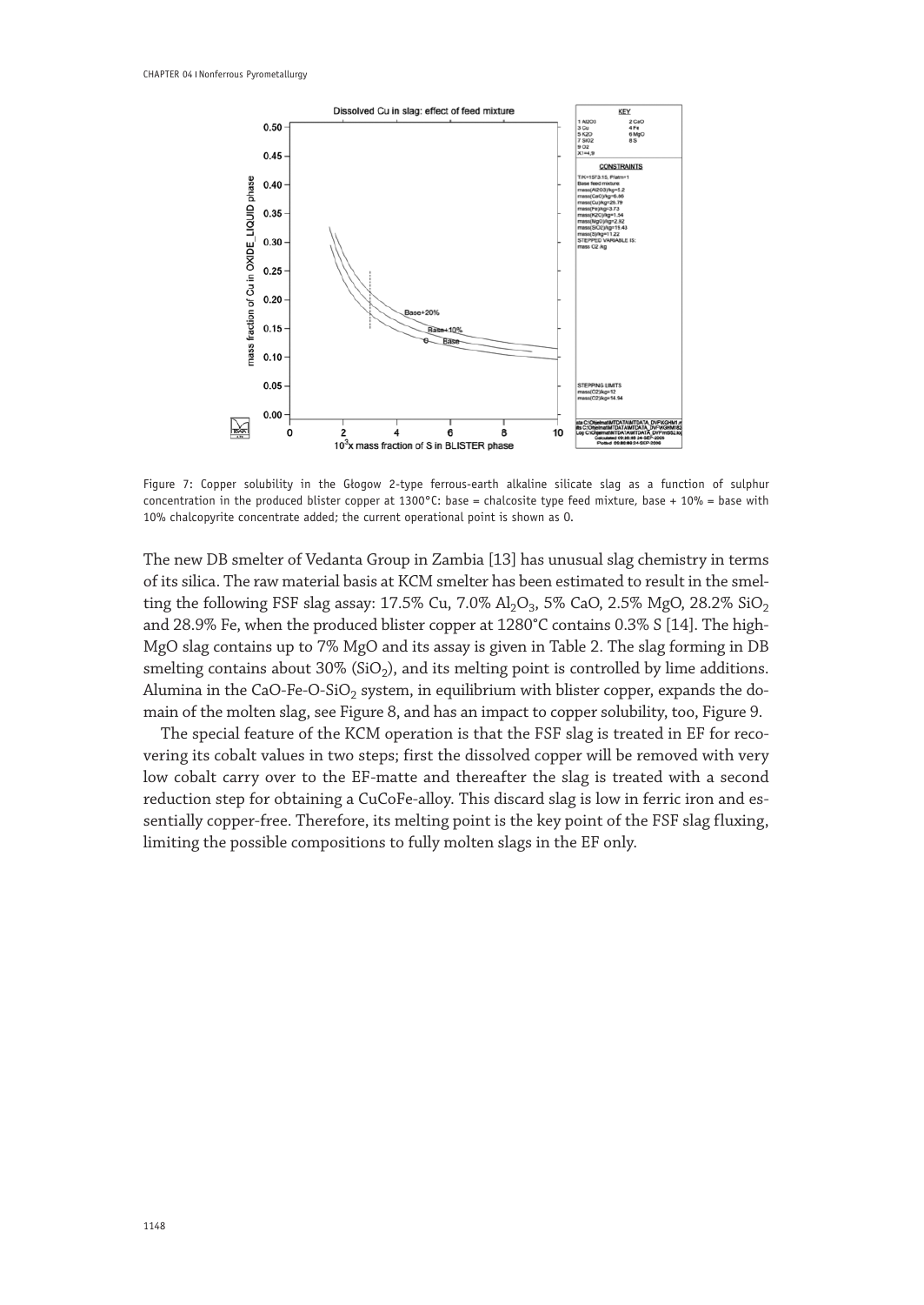Figure 7: Copper solubility in the Głogow 2-type ferrous-earth alkaline silicate slag as a function of sulphur concentration in the produced blister copper at 1300°C: base = chalcosite type feed mixture, base + 10% = base with 10% chalcopyrite concentrate added; the current operational point is shown as 0.

The new DB smelter of Vedanta Group in Zambia [13] has unusual slag chemistry in terms of its silica. The raw material basis at KCM smelter has been estimated to result in the smelting the following FSF slag assay: 17.5% Cu, 7.0% $Al_2O_3$, 5% CaO, 2.5% MgO, 28.2% $SiO_2$ and 28.9% Fe, when the produced blister copper at 1280°C contains 0.3% S [14]. The high-MgO slag contains up to 7% MgO and its assay is given in Table 2. The slag forming in DB smelting contains about 30% ($SiO_2$), and its melting point is controlled by lime additions. Alumina in the CaO-Fe-O-$SiO_2$ system, in equilibrium with blister copper, expands the domain of the molten slag, see Figure 8, and has an impact to copper solubility, too, Figure 9.

The special feature of the KCM operation is that the FSF slag is treated in EF for recovering its cobalt values in two steps; first the dissolved copper will be removed with very low cobalt carry over to the EF-matte and thereafter the slag is treated with a second reduction step for obtaining a CuCoFe-alloy. This discard slag is low in ferric iron and essentially copper-free. Therefore, its melting point is the key point of the FSF slag fluxing, limiting the possible compositions to fully molten slags in the EF only.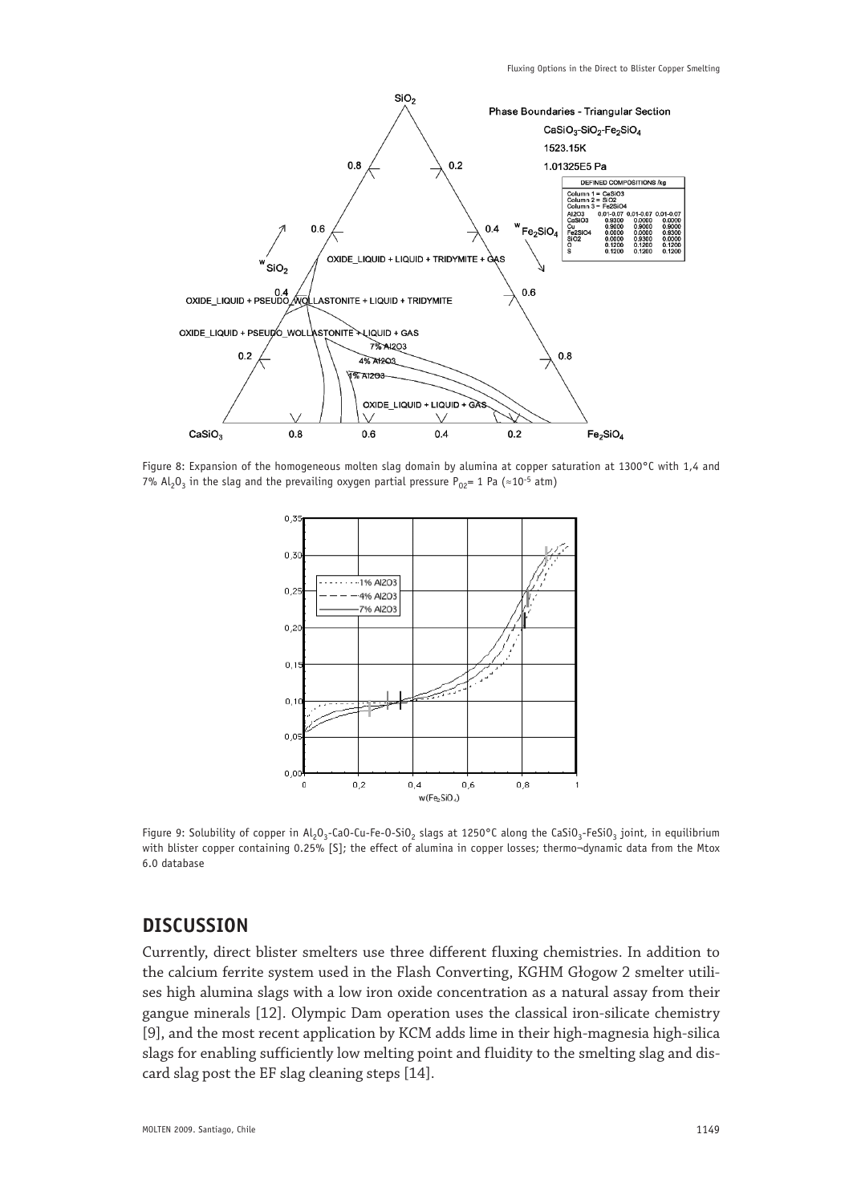Figure 8: Expansion of the homogeneous molten slag domain by alumina at copper saturation at 1300°C with 1,4 and 7% $Al_2O_3$ in the slag and the prevailing oxygen partial pressure $P_{O2}$= 1 Pa (≈$10^{-5}$ atm)

Figure 9: Solubility of copper in $Al_2O_3$-CaO-Cu-Fe-O-$SiO_2$ slags at 1250°C along the $CaSiO_3$-$FeSiO_3$ joint, in equilibrium with blister copper containing 0.25% [S]; the effect of alumina in copper losses; thermo¬dynamic data from the Mtox 6.0 database

## DISCUSSION

Currently, direct blister smelters use three different fluxing chemistries. In addition to the calcium ferrite system used in the Flash Converting, KGHM Głogow 2 smelter utilises high alumina slags with a low iron oxide concentration as a natural assay from their gangue minerals [12]. Olympic Dam operation uses the classical iron-silicate chemistry [9], and the most recent application by KCM adds lime in their high-magnesia high-silica slags for enabling sufficiently low melting point and fluidity to the smelting slag and discard slag post the EF slag cleaning steps [14].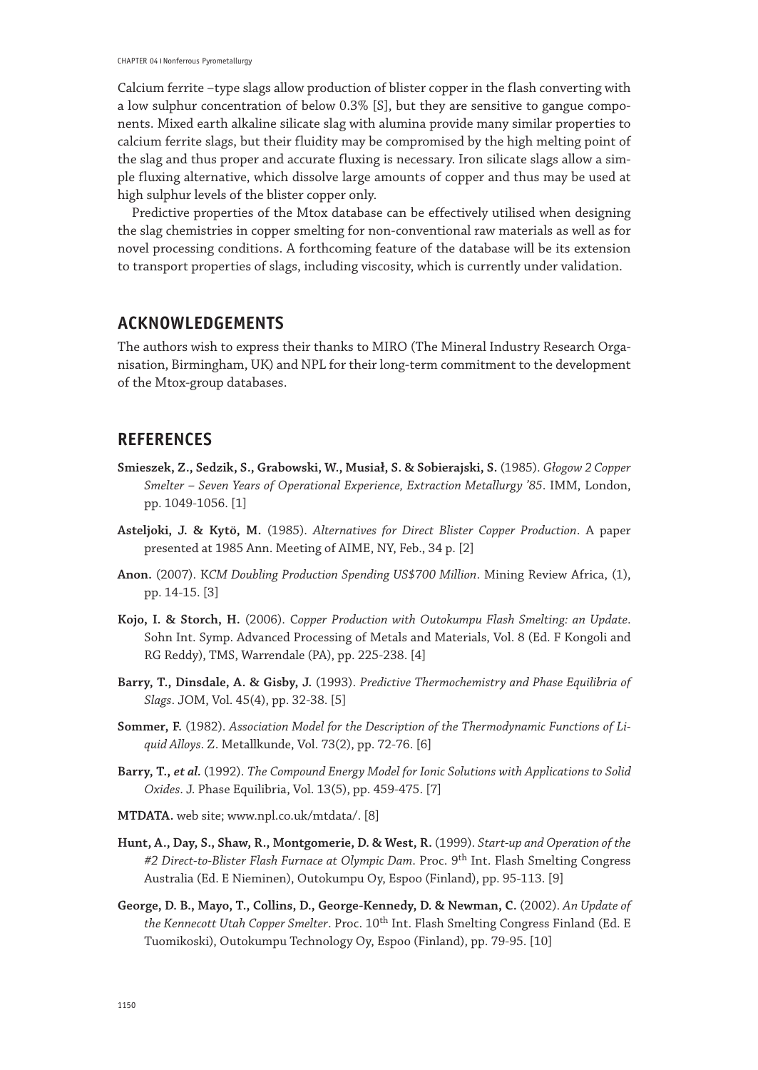Calcium ferrite –type slags allow production of blister copper in the flash converting with a low sulphur concentration of below 0.3% [S], but they are sensitive to gangue components. Mixed earth alkaline silicate slag with alumina provide many similar properties to calcium ferrite slags, but their fluidity may be compromised by the high melting point of the slag and thus proper and accurate fluxing is necessary. Iron silicate slags allow a simple fluxing alternative, which dissolve large amounts of copper and thus may be used at high sulphur levels of the blister copper only.

Predictive properties of the Mtox database can be effectively utilised when designing the slag chemistries in copper smelting for non-conventional raw materials as well as for novel processing conditions. A forthcoming feature of the database will be its extension to transport properties of slags, including viscosity, which is currently under validation.

## ACKNOWLEDGEMENTS

The authors wish to express their thanks to MIRO (The Mineral Industry Research Organisation, Birmingham, UK) and NPL for their long-term commitment to the development of the Mtox-group databases.

## REFERENCES

**Smieszek, Z., Sedzik, S., Grabowski, W., Musiał, S. & Sobierajski, S.** (1985). *Głogow 2 Copper Smelter – Seven Years of Operational Experience, Extraction Metallurgy '85*. IMM, London, pp. 1049-1056. [1]

**Asteljoki, J. & Kytö, M.** (1985). *Alternatives for Direct Blister Copper Production*. A paper presented at 1985 Ann. Meeting of AIME, NY, Feb., 34 p. [2]

**Anon.** (2007). *KCM Doubling Production Spending US$700 Million*. Mining Review Africa, (1), pp. 14-15. [3]

**Kojo, I. & Storch, H.** (2006). *Copper Production with Outokumpu Flash Smelting: an Update*. Sohn Int. Symp. Advanced Processing of Metals and Materials, Vol. 8 (Ed. F Kongoli and RG Reddy), TMS, Warrendale (PA), pp. 225-238. [4]

**Barry, T., Dinsdale, A. & Gisby, J.** (1993). *Predictive Thermochemistry and Phase Equilibria of Slags*. JOM, Vol. 45(4), pp. 32-38. [5]

**Sommer, F.** (1982). *Association Model for the Description of the Thermodynamic Functions of Liquid Alloys*. Z. Metallkunde, Vol. 73(2), pp. 72-76. [6]

**Barry, T., *et al.*** (1992). *The Compound Energy Model for Ionic Solutions with Applications to Solid Oxides*. J. Phase Equilibria, Vol. 13(5), pp. 459-475. [7]

**MTDATA.** web site; www.npl.co.uk/mtdata/. [8]

**Hunt, A., Day, S., Shaw, R., Montgomerie, D. & West, R.** (1999). *Start-up and Operation of the #2 Direct-to-Blister Flash Furnace at Olympic Dam*. Proc. 9th Int. Flash Smelting Congress Australia (Ed. E Nieminen), Outokumpu Oy, Espoo (Finland), pp. 95-113. [9]

**George, D. B., Mayo, T., Collins, D., George-Kennedy, D. & Newman, C.** (2002). *An Update of the Kennecott Utah Copper Smelter*. Proc. 10th Int. Flash Smelting Congress Finland (Ed. E Tuomikoski), Outokumpu Technology Oy, Espoo (Finland), pp. 79-95. [10]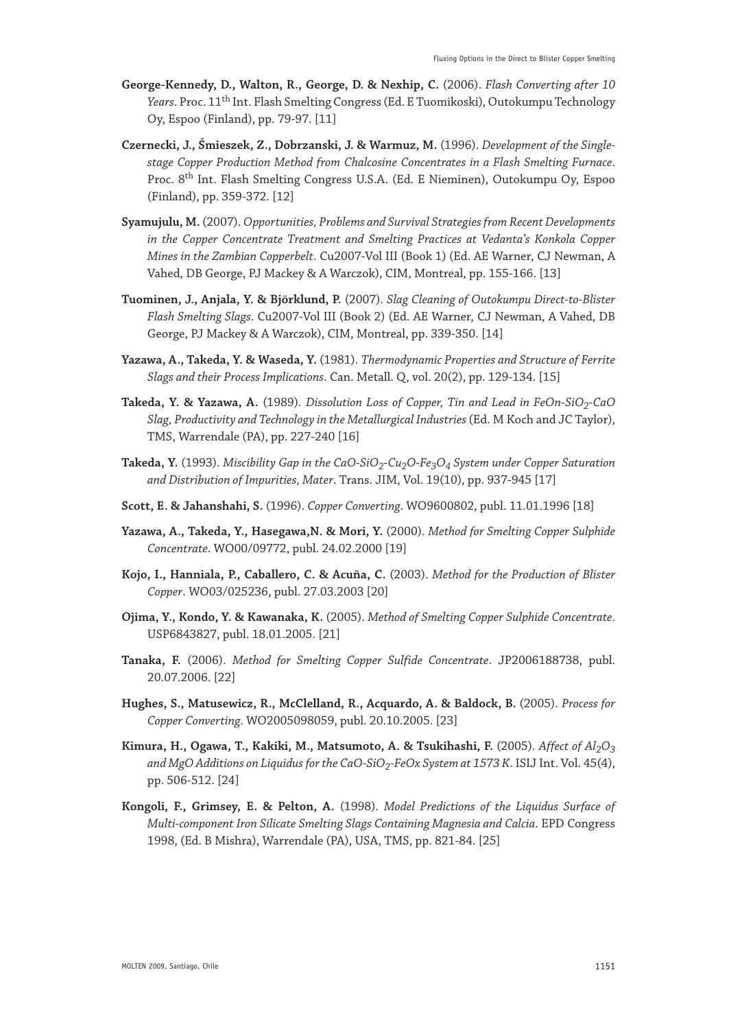**George-Kennedy, D., Walton, R., George, D. & Nexhip, C.** (2006). *Flash Converting after 10 Years*. Proc. 11th Int. Flash Smelting Congress (Ed. E Tuomikoski), Outokumpu Technology Oy, Espoo (Finland), pp. 79-97. [11]

**Czernecki, J., Śmieszek, Z., Dobrzanski, J. & Warmuz, M.** (1996). *Development of the Single-stage Copper Production Method from Chalcosine Concentrates in a Flash Smelting Furnace*. Proc. 8th Int. Flash Smelting Congress U.S.A. (Ed. E Nieminen), Outokumpu Oy, Espoo (Finland), pp. 359-372. [12]

**Syamujulu, M.** (2007). *Opportunities, Problems and Survival Strategies from Recent Developments in the Copper Concentrate Treatment and Smelting Practices at Vedanta's Konkola Copper Mines in the Zambian Copperbelt*. Cu2007-Vol III (Book 1) (Ed. AE Warner, CJ Newman, A Vahed, DB George, PJ Mackey & A Warczok), CIM, Montreal, pp. 155-166. [13]

**Tuominen, J., Anjala, Y. & Björklund, P.** (2007). *Slag Cleaning of Outokumpu Direct-to-Blister Flash Smelting Slags*. Cu2007-Vol III (Book 2) (Ed. AE Warner, CJ Newman, A Vahed, DB George, PJ Mackey & A Warczok), CIM, Montreal, pp. 339-350. [14]

**Yazawa, A., Takeda, Y. & Waseda, Y.** (1981). *Thermodynamic Properties and Structure of Ferrite Slags and their Process Implications*. Can. Metall. Q, vol. 20(2), pp. 129-134. [15]

**Takeda, Y. & Yazawa, A.** (1989). *Dissolution Loss of Copper, Tin and Lead in FeOn-$SiO_2$-CaO Slag, Productivity and Technology in the Metallurgical Industries* (Ed. M Koch and JC Taylor), TMS, Warrendale (PA), pp. 227-240 [16]

**Takeda, Y.** (1993). *Miscibility Gap in the CaO-$SiO_2$-$Cu_2O$-$Fe_3O_4$ System under Copper Saturation and Distribution of Impurities, Mater*. Trans. JIM, Vol. 19(10), pp. 937-945 [17]

**Scott, E. & Jahanshahi, S.** (1996). *Copper Converting*. WO9600802, publ. 11.01.1996 [18]

**Yazawa, A., Takeda, Y., Hasegawa,N. & Mori, Y.** (2000). *Method for Smelting Copper Sulphide Concentrate*. WO00/09772, publ. 24.02.2000 [19]

**Kojo, I., Hanniala, P., Caballero, C. & Acuña, C.** (2003). *Method for the Production of Blister Copper*. WO03/025236, publ. 27.03.2003 [20]

**Ojima, Y., Kondo, Y. & Kawanaka, K.** (2005). *Method of Smelting Copper Sulphide Concentrate*. USP6843827, publ. 18.01.2005. [21]

**Tanaka, F.** (2006). *Method for Smelting Copper Sulfide Concentrate*. JP2006188738, publ. 20.07.2006. [22]

**Hughes, S., Matusewicz, R., McClelland, R., Acquardo, A. & Baldock, B.** (2005). *Process for Copper Converting*. WO2005098059, publ. 20.10.2005. [23]

**Kimura, H., Ogawa, T., Kakiki, M., Matsumoto, A. & Tsukihashi, F.** (2005). *Affect of $Al_2O_3$ and MgO Additions on Liquidus for the CaO-$SiO_2$-FeOx System at 1573 K*. ISIJ Int. Vol. 45(4), pp. 506-512. [24]

**Kongoli, F., Grimsey, E. & Pelton, A.** (1998). *Model Predictions of the Liquidus Surface of Multi-component Iron Silicate Smelting Slags Containing Magnesia and Calcia*. EPD Congress 1998, (Ed. B Mishra), Warrendale (PA), USA, TMS, pp. 821-84. [25]